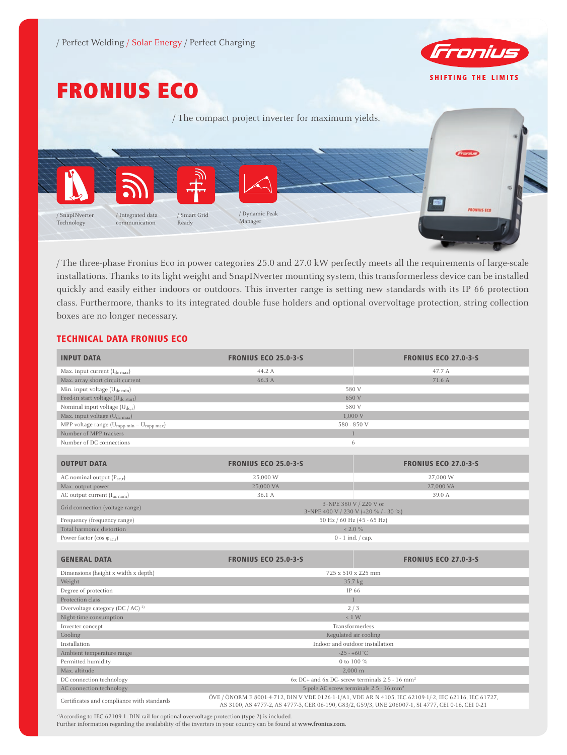/ Perfect Welding / Solar Energy / Perfect Charging

SHIFTING THE LIMITS

# FRONIUS ECO

/ The compact project inverter for maximum yields.

/ SnapINverter Technology

/ Integrated data communication

/ Smart Grid Ready

/ Dynamic Peak Manager

/ The three-phase Fronius Eco in power categories 25.0 and 27.0 kW perfectly meets all the requirements of large-scale installations. Thanks to its light weight and SnapINverter mounting system, this transformerless device can be installed quickly and easily either indoors or outdoors. This inverter range is setting new standards with its IP 66 protection class. Furthermore, thanks to its integrated double fuse holders and optional overvoltage protection, string collection boxes are no longer necessary.

## TECHNICAL DATA FRONIUS ECO

| INPUT DATA | FRONIUS ECO 25.0-3-S | FRONIUS ECO 27.0-3-S |
|---|---|---|
| Max. input current ($I_{dc\ max}$) | 44.2 A | 47.7 A |
| Max. array short circuit current | 66.3 A | 71.6 A |
| Min. input voltage ($U_{dc\ min}$) | 580 V | |
| Feed-in start voltage ($U_{dc\ start}$) | 650 V | |
| Nominal input voltage ($U_{dc,r}$) | 580 V | |
| Max. input voltage ($U_{dc\ max}$) | 1,000 V | |
| MPP voltage range ($U_{mpp\ min} - U_{mpp\ max}$) | 580 - 850 V | |
| Number of MPP trackers | 1 | |
| Number of DC connections | 6 | |

| OUTPUT DATA | FRONIUS ECO 25.0-3-S | FRONIUS ECO 27.0-3-S |
|---|---|---|
| AC nominal output ($P_{ac,r}$) | 25,000 W | 27,000 W |
| Max. output power | 25,000 VA | 27,000 VA |
| AC output current ($I_{ac\ nom}$) | 36.1 A | 39.0 A |
| Grid connection (voltage range) | 3-NPE 380 V / 220 V or 3-NPE 400 V / 230 V (+20 % / - 30 %) | |
| Frequency (frequency range) | 50 Hz / 60 Hz (45 - 65 Hz) | |
| Total harmonic distortion | < 2.0 % | |
| Power factor (cos $\varphi_{ac,r}$) | 0 - 1 ind. / cap. | |

| GENERAL DATA | FRONIUS ECO 25.0-3-S | FRONIUS ECO 27.0-3-S |
|---|---|---|
| Dimensions (height x width x depth) | 725 x 510 x 225 mm | |
| Weight | 35.7 kg | |
| Degree of protection | IP 66 | |
| Protection class | 1 | |
| Overvoltage category (DC / AC) [2] | 2 / 3 | |
| Night-time consumption | < 1 W | |
| Inverter concept | Transformerless | |
| Cooling | Regulated air cooling | |
| Installation | Indoor and outdoor installation | |
| Ambient temperature range | -25 - +60 °C | |
| Permitted humidity | 0 to 100 % | |
| Max. altitude | 2,000 m | |
| DC connection technology | 6x DC+ and 6x DC- screw terminals 2.5 - 16 mm² | |
| AC connection technology | 5-pole AC screw terminals 2.5 - 16 mm² | |
| Certificates and compliance with standards | ÖVE / ÖNORM E 8001-4-712, DIN V VDE 0126-1-1/A1, VDE AR N 4105, IEC 62109-1/-2, IEC 62116, IEC 61727, AS 3100, AS 4777-2, AS 4777-3, CER 06-190, G83/2, G59/3, UNE 206007-1, SI 4777, CEI 0-16, CEI 0-21 | |

[2] According to IEC 62109-1. DIN rail for optional overvoltage protection (type 2) is included.
Further information regarding the availability of the inverters in your country can be found at **www.fronius.com**.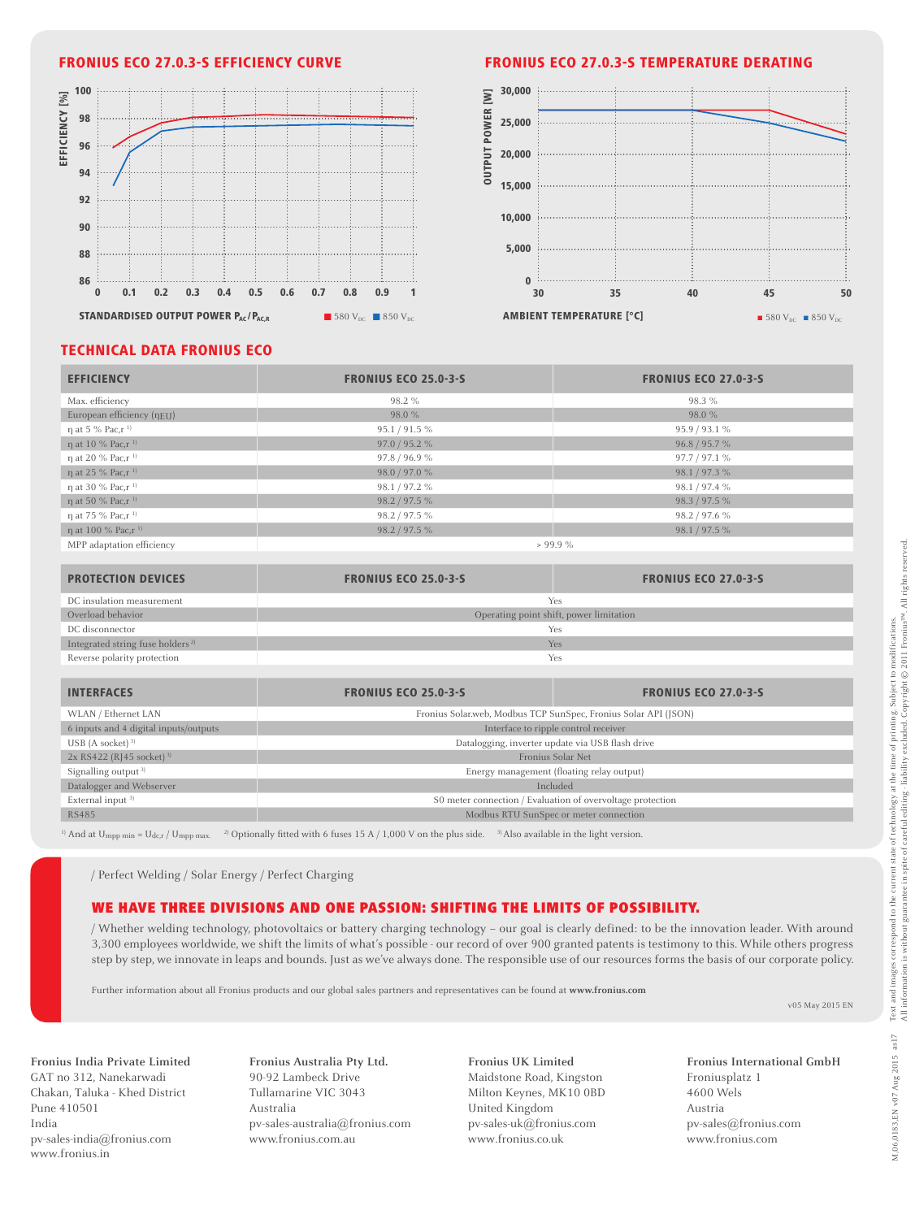## FRONIUS ECO 27.0.3-S EFFICIENCY CURVE

EFFICIENCY [%]

100
98
96
94
92
90
88
86

0 0.1 0.2 0.3 0.4 0.5 0.6 0.7 0.8 0.9 1

STANDARDISED OUTPUT POWER $P_{AC}/P_{AC,R}$

580 $V_{DC}$ 850 $V_{DC}$

## FRONIUS ECO 27.0.3-S TEMPERATURE DERATING

OUTPUT POWER [W]

30,000
25,000
20,000
15,000
10,000
5,000
0

30 35 40 45 50

AMBIENT TEMPERATURE [°C]

580 $V_{DC}$ 850 $V_{DC}$

## TECHNICAL DATA FRONIUS ECO

| EFFICIENCY | FRONIUS ECO 25.0-3-S | FRONIUS ECO 27.0-3-S |
|---|---|---|
| Max. efficiency | 98.2 % | 98.3 % |
| European efficiency (ηEU) | 98.0 % | 98.0 % |
| η at 5 % Pac,r [1] | 95.1 / 91.5 % | 95.9 / 93.1 % |
| η at 10 % Pac,r [1] | 97.0 / 95.2 % | 96.8 / 95.7 % |
| η at 20 % Pac,r [1] | 97.8 / 96.9 % | 97.7 / 97.1 % |
| η at 25 % Pac,r [1] | 98.0 / 97.0 % | 98.1 / 97.3 % |
| η at 30 % Pac,r [1] | 98.1 / 97.2 % | 98.1 / 97.4 % |
| η at 50 % Pac,r [1] | 98.2 / 97.5 % | 98.3 / 97.5 % |
| η at 75 % Pac,r [1] | 98.2 / 97.5 % | 98.2 / 97.6 % |
| η at 100 % Pac,r [1] | 98.2 / 97.5 % | 98.1 / 97.5 % |
| MPP adaptation efficiency | > 99.9 % | |

| PROTECTION DEVICES | FRONIUS ECO 25.0-3-S | FRONIUS ECO 27.0-3-S |
|---|---|---|
| DC insulation measurement | Yes | |
| Overload behavior | Operating point shift, power limitation | |
| DC disconnector | Yes | |
| Integrated string fuse holders [2] | Yes | |
| Reverse polarity protection | Yes | |

| INTERFACES | FRONIUS ECO 25.0-3-S | FRONIUS ECO 27.0-3-S |
|---|---|---|
| WLAN / Ethernet LAN | Fronius Solar.web, Modbus TCP SunSpec, Fronius Solar API (JSON) | |
| 6 inputs and 4 digital inputs/outputs | Interface to ripple control receiver | |
| USB (A socket) [3] | Datalogging, inverter update via USB flash drive | |
| 2x RS422 (RJ45 socket) [3] | Fronius Solar Net | |
| Signalling output [3] | Energy management (floating relay output) | |
| Datalogger and Webserver | Included | |
| External input [3] | S0 meter connection / Evaluation of overvoltage protection | |
| RS485 | Modbus RTU SunSpec or meter connection | |

[1] And at $U_{mpp\ min} = U_{dc,r} / U_{mpp\ max.}$ [2] Optionally fitted with 6 fuses 15 A / 1,000 V on the plus side. [3] Also available in the light version.

/ Perfect Welding / Solar Energy / Perfect Charging

## WE HAVE THREE DIVISIONS AND ONE PASSION: SHIFTING THE LIMITS OF POSSIBILITY.

/ Whether welding technology, photovoltaics or battery charging technology – our goal is clearly defined: to be the innovation leader. With around 3,300 employees worldwide, we shift the limits of what's possible - our record of over 900 granted patents is testimony to this. While others progress step by step, we innovate in leaps and bounds. Just as we've always done. The responsible use of our resources forms the basis of our corporate policy.

Further information about all Fronius products and our global sales partners and representatives can be found at **www.fronius.com**

v05 May 2015 EN

Text and images correspond to the current state of technology at the time of printing. Subject to modifications. All information is without guarantee in spite of careful editing - liability excluded. Copyright © 2011 Fronius™. All rights reserved.

M,06,0183,EN v07 Aug 2015 as17

**Fronius India Private Limited**
GAT no 312, Nanekarwadi
Chakan, Taluka - Khed District
Pune 410501
India
pv-sales-india@fronius.com
www.fronius.in

**Fronius Australia Pty Ltd.**
90-92 Lambeck Drive
Tullamarine VIC 3043
Australia
pv-sales-australia@fronius.com
www.fronius.com.au

**Fronius UK Limited**
Maidstone Road, Kingston
Milton Keynes, MK10 0BD
United Kingdom
pv-sales-uk@fronius.com
www.fronius.co.uk

**Fronius International GmbH**
Froniusplatz 1
4600 Wels
Austria
pv-sales@fronius.com
www.fronius.com